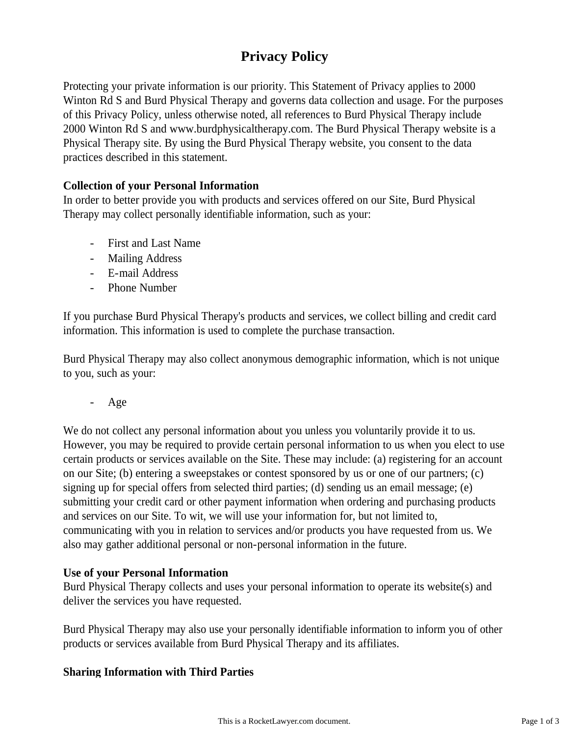# Privacy Policy

Protecting your private information is our priority. This Statement of Privacy applies to 2000 Winton Rd S and Burd Physical Therapy and governs data collection and usage. For the purposes of this Privacy Policy, unless otherwise noted, all references to Burd Physical Therapy include 2000 Winton Rd S and www.burdphysicaltherapy.com. The Burd Physical Therapy website is a Physical Therapy site. By using the Burd Physical Therapy website, you consent to the data practices described in this statement.

**Collection of your Personal Information**

In order to better provide you with products and services offered on our Site, Burd Physical Therapy may collect personally identifiable information, such as your:

- First and Last Name
- Mailing Address
- E-mail Address
- Phone Number

If you purchase Burd Physical Therapy's products and services, we collect billing and credit card information. This information is used to complete the purchase transaction.

Burd Physical Therapy may also collect anonymous demographic information, which is not unique to you, such as your:

- Age

We do not collect any personal information about you unless you voluntarily provide it to us. However, you may be required to provide certain personal information to us when you elect to use certain products or services available on the Site. These may include: (a) registering for an account on our Site; (b) entering a sweepstakes or contest sponsored by us or one of our partners; (c) signing up for special offers from selected third parties; (d) sending us an email message; (e) submitting your credit card or other payment information when ordering and purchasing products and services on our Site. To wit, we will use your information for, but not limited to, communicating with you in relation to services and/or products you have requested from us. We also may gather additional personal or non-personal information in the future.

**Use of your Personal Information**

Burd Physical Therapy collects and uses your personal information to operate its website(s) and deliver the services you have requested.

Burd Physical Therapy may also use your personally identifiable information to inform you of other products or services available from Burd Physical Therapy and its affiliates.

**Sharing Information with Third Parties**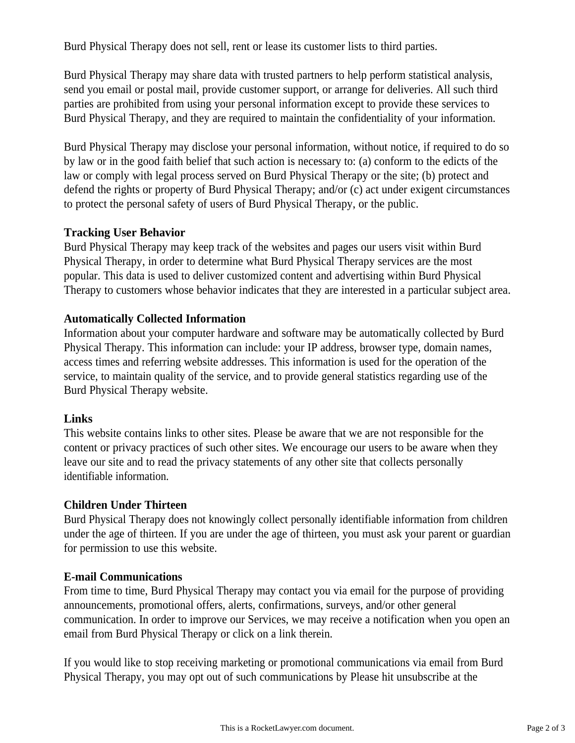Burd Physical Therapy does not sell, rent or lease its customer lists to third parties.

Burd Physical Therapy may share data with trusted partners to help perform statistical analysis, send you email or postal mail, provide customer support, or arrange for deliveries. All such third parties are prohibited from using your personal information except to provide these services to Burd Physical Therapy, and they are required to maintain the confidentiality of your information.

Burd Physical Therapy may disclose your personal information, without notice, if required to do so by law or in the good faith belief that such action is necessary to: (a) conform to the edicts of the law or comply with legal process served on Burd Physical Therapy or the site; (b) protect and defend the rights or property of Burd Physical Therapy; and/or (c) act under exigent circumstances to protect the personal safety of users of Burd Physical Therapy, or the public.

**Tracking User Behavior**
Burd Physical Therapy may keep track of the websites and pages our users visit within Burd Physical Therapy, in order to determine what Burd Physical Therapy services are the most popular. This data is used to deliver customized content and advertising within Burd Physical Therapy to customers whose behavior indicates that they are interested in a particular subject area.

**Automatically Collected Information**
Information about your computer hardware and software may be automatically collected by Burd Physical Therapy. This information can include: your IP address, browser type, domain names, access times and referring website addresses. This information is used for the operation of the service, to maintain quality of the service, and to provide general statistics regarding use of the Burd Physical Therapy website.

**Links**
This website contains links to other sites. Please be aware that we are not responsible for the content or privacy practices of such other sites. We encourage our users to be aware when they leave our site and to read the privacy statements of any other site that collects personally identifiable information.

**Children Under Thirteen**
Burd Physical Therapy does not knowingly collect personally identifiable information from children under the age of thirteen. If you are under the age of thirteen, you must ask your parent or guardian for permission to use this website.

**E-mail Communications**
From time to time, Burd Physical Therapy may contact you via email for the purpose of providing announcements, promotional offers, alerts, confirmations, surveys, and/or other general communication. In order to improve our Services, we may receive a notification when you open an email from Burd Physical Therapy or click on a link therein.

If you would like to stop receiving marketing or promotional communications via email from Burd Physical Therapy, you may opt out of such communications by Please hit unsubscribe at the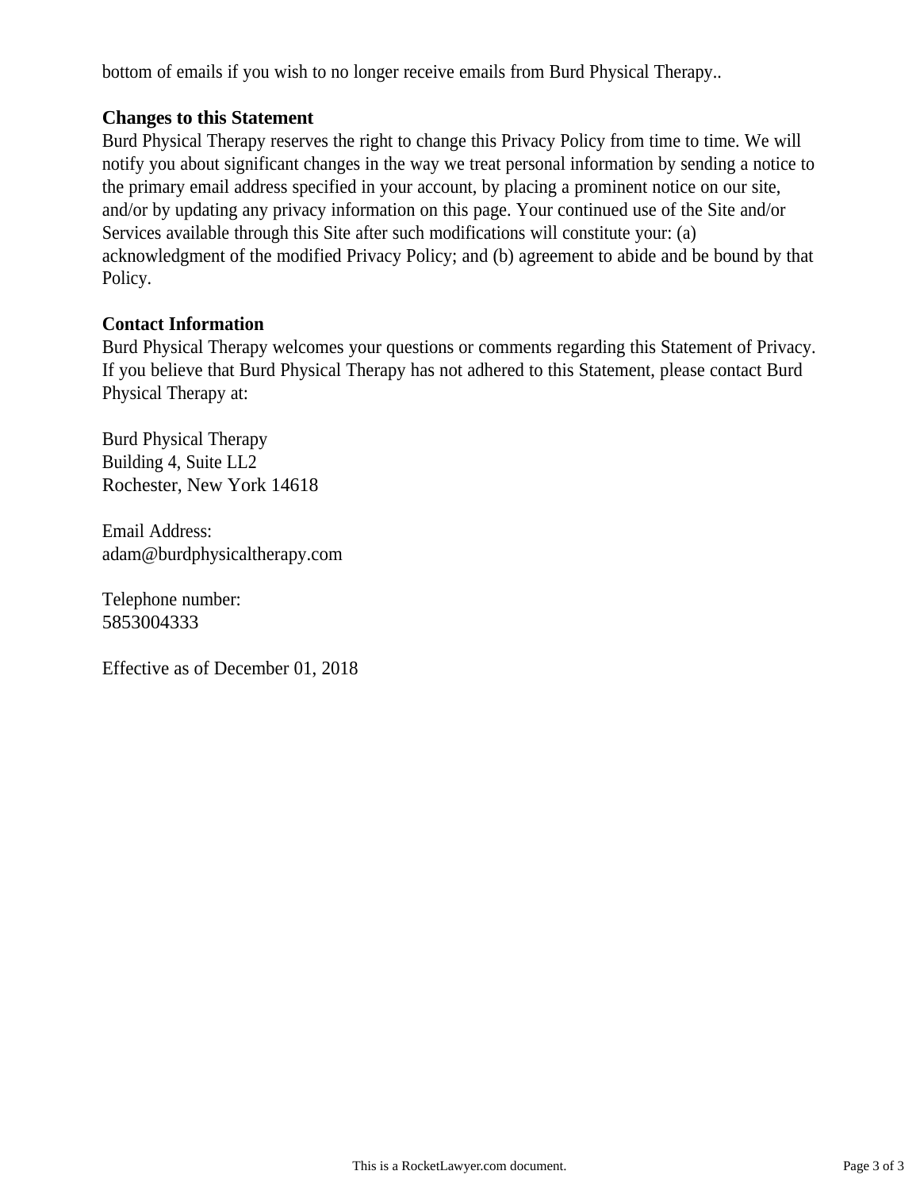bottom of emails if you wish to no longer receive emails from Burd Physical Therapy..

**Changes to this Statement**

Burd Physical Therapy reserves the right to change this Privacy Policy from time to time. We will notify you about significant changes in the way we treat personal information by sending a notice to the primary email address specified in your account, by placing a prominent notice on our site, and/or by updating any privacy information on this page. Your continued use of the Site and/or Services available through this Site after such modifications will constitute your: (a) acknowledgment of the modified Privacy Policy; and (b) agreement to abide and be bound by that Policy.

**Contact Information**

Burd Physical Therapy welcomes your questions or comments regarding this Statement of Privacy. If you believe that Burd Physical Therapy has not adhered to this Statement, please contact Burd Physical Therapy at:

Burd Physical Therapy
Building 4, Suite LL2
Rochester, New York 14618

Email Address:
adam@burdphysicaltherapy.com

Telephone number:
5853004333

Effective as of December 01, 2018

This is a RocketLawyer.com document.